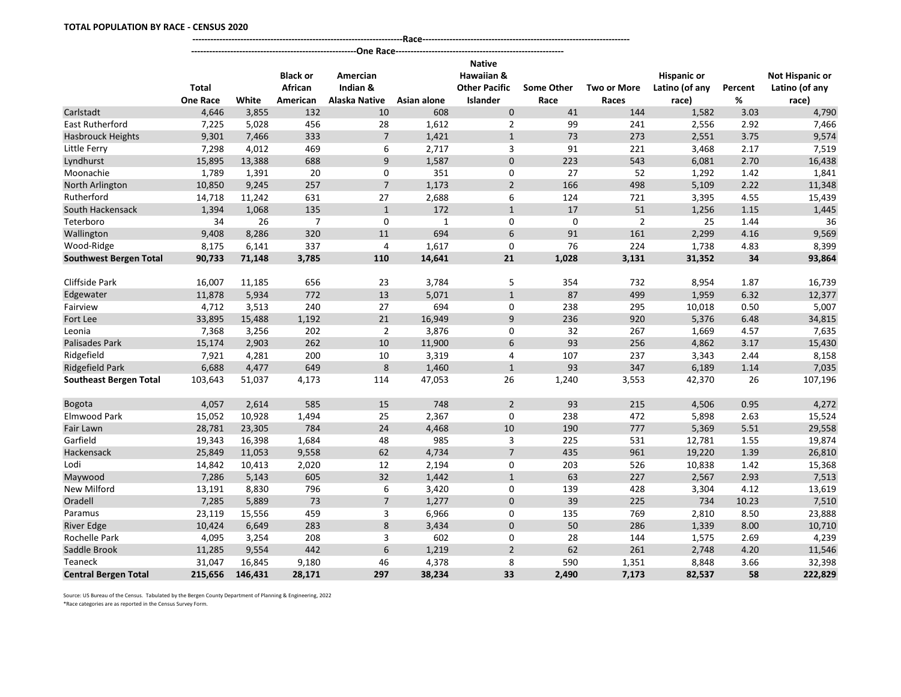**TOTAL POPULATION BY RACE - CENSUS 2020**

| | Race | | | | | | | | | | |
|---|---|---|---|---|---|---|---|---|---|---|---|
| | One Race | | | | | | | | | | |
| | Total One Race | White | Black or African American | Amercian Indian & Alaska Native | Asian alone | Native Hawaiian & Other Pacific Islander | Some Other Race | Two or More Races | Hispanic or Latino (of any race) | Percent % | Not Hispanic or Latino (of any race) |
| Carlstadt | 4,646 | 3,855 | 132 | 10 | 608 | 0 | 41 | 144 | 1,582 | 3.03 | 4,790 |
| East Rutherford | 7,225 | 5,028 | 456 | 28 | 1,612 | 2 | 99 | 241 | 2,556 | 2.92 | 7,466 |
| Hasbrouck Heights | 9,301 | 7,466 | 333 | 7 | 1,421 | 1 | 73 | 273 | 2,551 | 3.75 | 9,574 |
| Little Ferry | 7,298 | 4,012 | 469 | 6 | 2,717 | 3 | 91 | 221 | 3,468 | 2.17 | 7,519 |
| Lyndhurst | 15,895 | 13,388 | 688 | 9 | 1,587 | 0 | 223 | 543 | 6,081 | 2.70 | 16,438 |
| Moonachie | 1,789 | 1,391 | 20 | 0 | 351 | 0 | 27 | 52 | 1,292 | 1.42 | 1,841 |
| North Arlington | 10,850 | 9,245 | 257 | 7 | 1,173 | 2 | 166 | 498 | 5,109 | 2.22 | 11,348 |
| Rutherford | 14,718 | 11,242 | 631 | 27 | 2,688 | 6 | 124 | 721 | 3,395 | 4.55 | 15,439 |
| South Hackensack | 1,394 | 1,068 | 135 | 1 | 172 | 1 | 17 | 51 | 1,256 | 1.15 | 1,445 |
| Teterboro | 34 | 26 | 7 | 0 | 1 | 0 | 0 | 2 | 25 | 1.44 | 36 |
| Wallington | 9,408 | 8,286 | 320 | 11 | 694 | 6 | 91 | 161 | 2,299 | 4.16 | 9,569 |
| Wood-Ridge | 8,175 | 6,141 | 337 | 4 | 1,617 | 0 | 76 | 224 | 1,738 | 4.83 | 8,399 |
| **Southwest Bergen Total** | **90,733** | **71,148** | **3,785** | **110** | **14,641** | **21** | **1,028** | **3,131** | **31,352** | **34** | **93,864** |
| Cliffside Park | 16,007 | 11,185 | 656 | 23 | 3,784 | 5 | 354 | 732 | 8,954 | 1.87 | 16,739 |
| Edgewater | 11,878 | 5,934 | 772 | 13 | 5,071 | 1 | 87 | 499 | 1,959 | 6.32 | 12,377 |
| Fairview | 4,712 | 3,513 | 240 | 27 | 694 | 0 | 238 | 295 | 10,018 | 0.50 | 5,007 |
| Fort Lee | 33,895 | 15,488 | 1,192 | 21 | 16,949 | 9 | 236 | 920 | 5,376 | 6.48 | 34,815 |
| Leonia | 7,368 | 3,256 | 202 | 2 | 3,876 | 0 | 32 | 267 | 1,669 | 4.57 | 7,635 |
| Palisades Park | 15,174 | 2,903 | 262 | 10 | 11,900 | 6 | 93 | 256 | 4,862 | 3.17 | 15,430 |
| Ridgefield | 7,921 | 4,281 | 200 | 10 | 3,319 | 4 | 107 | 237 | 3,343 | 2.44 | 8,158 |
| Ridgefield Park | 6,688 | 4,477 | 649 | 8 | 1,460 | 1 | 93 | 347 | 6,189 | 1.14 | 7,035 |
| **Southeast Bergen Total** | **103,643** | **51,037** | **4,173** | **114** | **47,053** | **26** | **1,240** | **3,553** | **42,370** | **26** | **107,196** |
| Bogota | 4,057 | 2,614 | 585 | 15 | 748 | 2 | 93 | 215 | 4,506 | 0.95 | 4,272 |
| Elmwood Park | 15,052 | 10,928 | 1,494 | 25 | 2,367 | 0 | 238 | 472 | 5,898 | 2.63 | 15,524 |
| Fair Lawn | 28,781 | 23,305 | 784 | 24 | 4,468 | 10 | 190 | 777 | 5,369 | 5.51 | 29,558 |
| Garfield | 19,343 | 16,398 | 1,684 | 48 | 985 | 3 | 225 | 531 | 12,781 | 1.55 | 19,874 |
| Hackensack | 25,849 | 11,053 | 9,558 | 62 | 4,734 | 7 | 435 | 961 | 19,220 | 1.39 | 26,810 |
| Lodi | 14,842 | 10,413 | 2,020 | 12 | 2,194 | 0 | 203 | 526 | 10,838 | 1.42 | 15,368 |
| Maywood | 7,286 | 5,143 | 605 | 32 | 1,442 | 1 | 63 | 227 | 2,567 | 2.93 | 7,513 |
| New Milford | 13,191 | 8,830 | 796 | 6 | 3,420 | 0 | 139 | 428 | 3,304 | 4.12 | 13,619 |
| Oradell | 7,285 | 5,889 | 73 | 7 | 1,277 | 0 | 39 | 225 | 734 | 10.23 | 7,510 |
| Paramus | 23,119 | 15,556 | 459 | 3 | 6,966 | 0 | 135 | 769 | 2,810 | 8.50 | 23,888 |
| River Edge | 10,424 | 6,649 | 283 | 8 | 3,434 | 0 | 50 | 286 | 1,339 | 8.00 | 10,710 |
| Rochelle Park | 4,095 | 3,254 | 208 | 3 | 602 | 0 | 28 | 144 | 1,575 | 2.69 | 4,239 |
| Saddle Brook | 11,285 | 9,554 | 442 | 6 | 1,219 | 2 | 62 | 261 | 2,748 | 4.20 | 11,546 |
| Teaneck | 31,047 | 16,845 | 9,180 | 46 | 4,378 | 8 | 590 | 1,351 | 8,848 | 3.66 | 32,398 |
| **Central Bergen Total** | **215,656** | **146,431** | **28,171** | **297** | **38,234** | **33** | **2,490** | **7,173** | **82,537** | **58** | **222,829** |

Source: US Bureau of the Census. Tabulated by the Bergen County Department of Planning & Engineering, 2022

*Race categories are as reported in the Census Survey Form.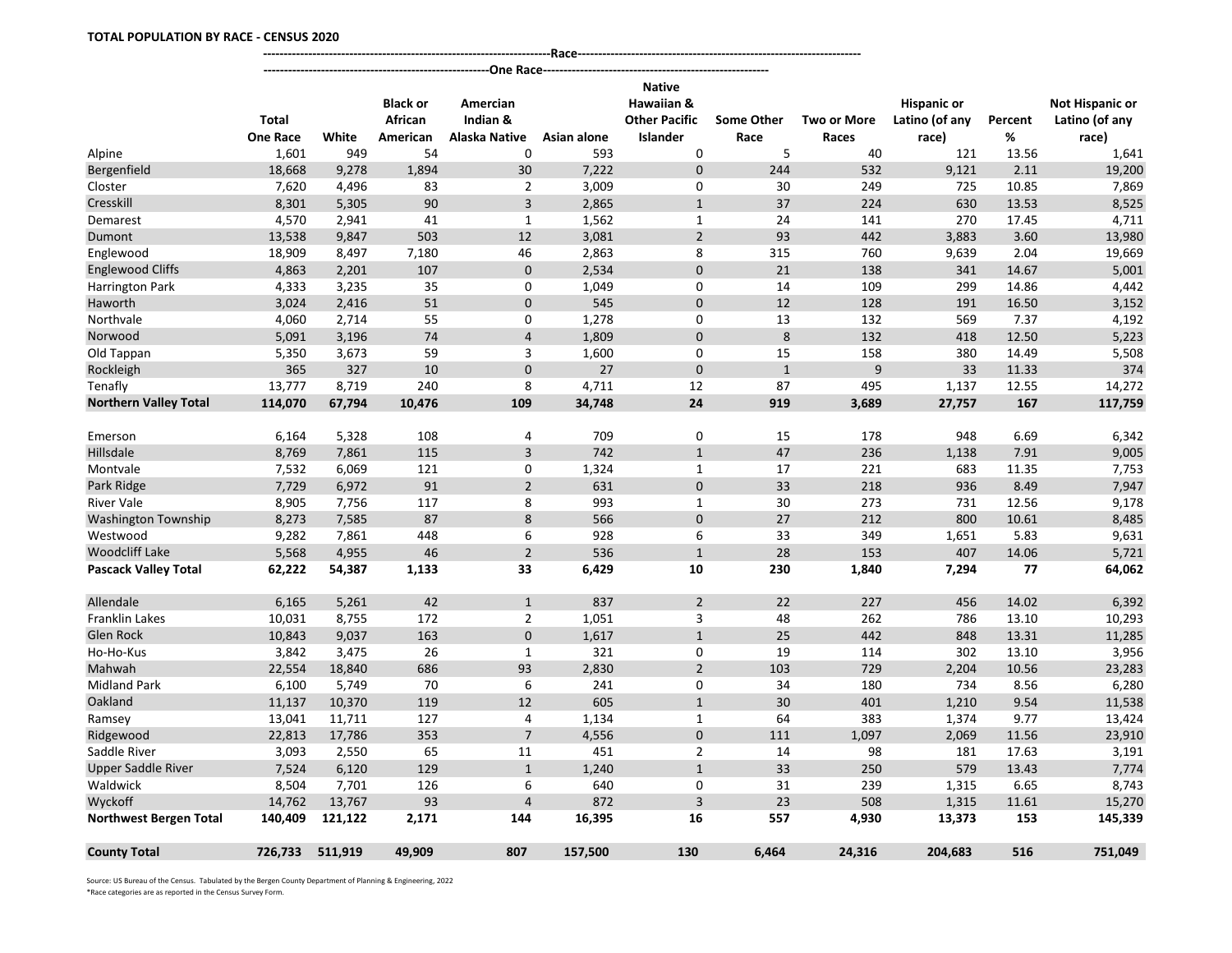**TOTAL POPULATION BY RACE - CENSUS 2020**

| | ------Race------ | | | | | | | | | | |
|---|---|---|---|---|---|---|---|---|---|---|---|
| | ------One Race------ | | | | | | | | | | |
| | Total One Race | White | Black or African American | Amercian Indian & Alaska Native | Asian alone | Native Hawaiian & Other Pacific Islander | Some Other Race | Two or More Races | Hispanic or Latino (of any race) | Percent % | Not Hispanic or Latino (of any race) |
| Alpine | 1,601 | 949 | 54 | 0 | 593 | 0 | 5 | 40 | 121 | 13.56 | 1,641 |
| Bergenfield | 18,668 | 9,278 | 1,894 | 30 | 7,222 | 0 | 244 | 532 | 9,121 | 2.11 | 19,200 |
| Closter | 7,620 | 4,496 | 83 | 2 | 3,009 | 0 | 30 | 249 | 725 | 10.85 | 7,869 |
| Cresskill | 8,301 | 5,305 | 90 | 3 | 2,865 | 1 | 37 | 224 | 630 | 13.53 | 8,525 |
| Demarest | 4,570 | 2,941 | 41 | 1 | 1,562 | 1 | 24 | 141 | 270 | 17.45 | 4,711 |
| Dumont | 13,538 | 9,847 | 503 | 12 | 3,081 | 2 | 93 | 442 | 3,883 | 3.60 | 13,980 |
| Englewood | 18,909 | 8,497 | 7,180 | 46 | 2,863 | 8 | 315 | 760 | 9,639 | 2.04 | 19,669 |
| Englewood Cliffs | 4,863 | 2,201 | 107 | 0 | 2,534 | 0 | 21 | 138 | 341 | 14.67 | 5,001 |
| Harrington Park | 4,333 | 3,235 | 35 | 0 | 1,049 | 0 | 14 | 109 | 299 | 14.86 | 4,442 |
| Haworth | 3,024 | 2,416 | 51 | 0 | 545 | 0 | 12 | 128 | 191 | 16.50 | 3,152 |
| Northvale | 4,060 | 2,714 | 55 | 0 | 1,278 | 0 | 13 | 132 | 569 | 7.37 | 4,192 |
| Norwood | 5,091 | 3,196 | 74 | 4 | 1,809 | 0 | 8 | 132 | 418 | 12.50 | 5,223 |
| Old Tappan | 5,350 | 3,673 | 59 | 3 | 1,600 | 0 | 15 | 158 | 380 | 14.49 | 5,508 |
| Rockleigh | 365 | 327 | 10 | 0 | 27 | 0 | 1 | 9 | 33 | 11.33 | 374 |
| Tenafly | 13,777 | 8,719 | 240 | 8 | 4,711 | 12 | 87 | 495 | 1,137 | 12.55 | 14,272 |
| **Northern Valley Total** | **114,070** | **67,794** | **10,476** | **109** | **34,748** | **24** | **919** | **3,689** | **27,757** | **167** | **117,759** |
| Emerson | 6,164 | 5,328 | 108 | 4 | 709 | 0 | 15 | 178 | 948 | 6.69 | 6,342 |
| Hillsdale | 8,769 | 7,861 | 115 | 3 | 742 | 1 | 47 | 236 | 1,138 | 7.91 | 9,005 |
| Montvale | 7,532 | 6,069 | 121 | 0 | 1,324 | 1 | 17 | 221 | 683 | 11.35 | 7,753 |
| Park Ridge | 7,729 | 6,972 | 91 | 2 | 631 | 0 | 33 | 218 | 936 | 8.49 | 7,947 |
| River Vale | 8,905 | 7,756 | 117 | 8 | 993 | 1 | 30 | 273 | 731 | 12.56 | 9,178 |
| Washington Township | 8,273 | 7,585 | 87 | 8 | 566 | 0 | 27 | 212 | 800 | 10.61 | 8,485 |
| Westwood | 9,282 | 7,861 | 448 | 6 | 928 | 6 | 33 | 349 | 1,651 | 5.83 | 9,631 |
| Woodcliff Lake | 5,568 | 4,955 | 46 | 2 | 536 | 1 | 28 | 153 | 407 | 14.06 | 5,721 |
| **Pascack Valley Total** | **62,222** | **54,387** | **1,133** | **33** | **6,429** | **10** | **230** | **1,840** | **7,294** | **77** | **64,062** |
| Allendale | 6,165 | 5,261 | 42 | 1 | 837 | 2 | 22 | 227 | 456 | 14.02 | 6,392 |
| Franklin Lakes | 10,031 | 8,755 | 172 | 2 | 1,051 | 3 | 48 | 262 | 786 | 13.10 | 10,293 |
| Glen Rock | 10,843 | 9,037 | 163 | 0 | 1,617 | 1 | 25 | 442 | 848 | 13.31 | 11,285 |
| Ho-Ho-Kus | 3,842 | 3,475 | 26 | 1 | 321 | 0 | 19 | 114 | 302 | 13.10 | 3,956 |
| Mahwah | 22,554 | 18,840 | 686 | 93 | 2,830 | 2 | 103 | 729 | 2,204 | 10.56 | 23,283 |
| Midland Park | 6,100 | 5,749 | 70 | 6 | 241 | 0 | 34 | 180 | 734 | 8.56 | 6,280 |
| Oakland | 11,137 | 10,370 | 119 | 12 | 605 | 1 | 30 | 401 | 1,210 | 9.54 | 11,538 |
| Ramsey | 13,041 | 11,711 | 127 | 4 | 1,134 | 1 | 64 | 383 | 1,374 | 9.77 | 13,424 |
| Ridgewood | 22,813 | 17,786 | 353 | 7 | 4,556 | 0 | 111 | 1,097 | 2,069 | 11.56 | 23,910 |
| Saddle River | 3,093 | 2,550 | 65 | 11 | 451 | 2 | 14 | 98 | 181 | 17.63 | 3,191 |
| Upper Saddle River | 7,524 | 6,120 | 129 | 1 | 1,240 | 1 | 33 | 250 | 579 | 13.43 | 7,774 |
| Waldwick | 8,504 | 7,701 | 126 | 6 | 640 | 0 | 31 | 239 | 1,315 | 6.65 | 8,743 |
| Wyckoff | 14,762 | 13,767 | 93 | 4 | 872 | 3 | 23 | 508 | 1,315 | 11.61 | 15,270 |
| **Northwest Bergen Total** | **140,409** | **121,122** | **2,171** | **144** | **16,395** | **16** | **557** | **4,930** | **13,373** | **153** | **145,339** |
| **County Total** | **726,733** | **511,919** | **49,909** | **807** | **157,500** | **130** | **6,464** | **24,316** | **204,683** | **516** | **751,049** |

Source: US Bureau of the Census. Tabulated by the Bergen County Department of Planning & Engineering, 2022

*Race categories are as reported in the Census Survey Form.